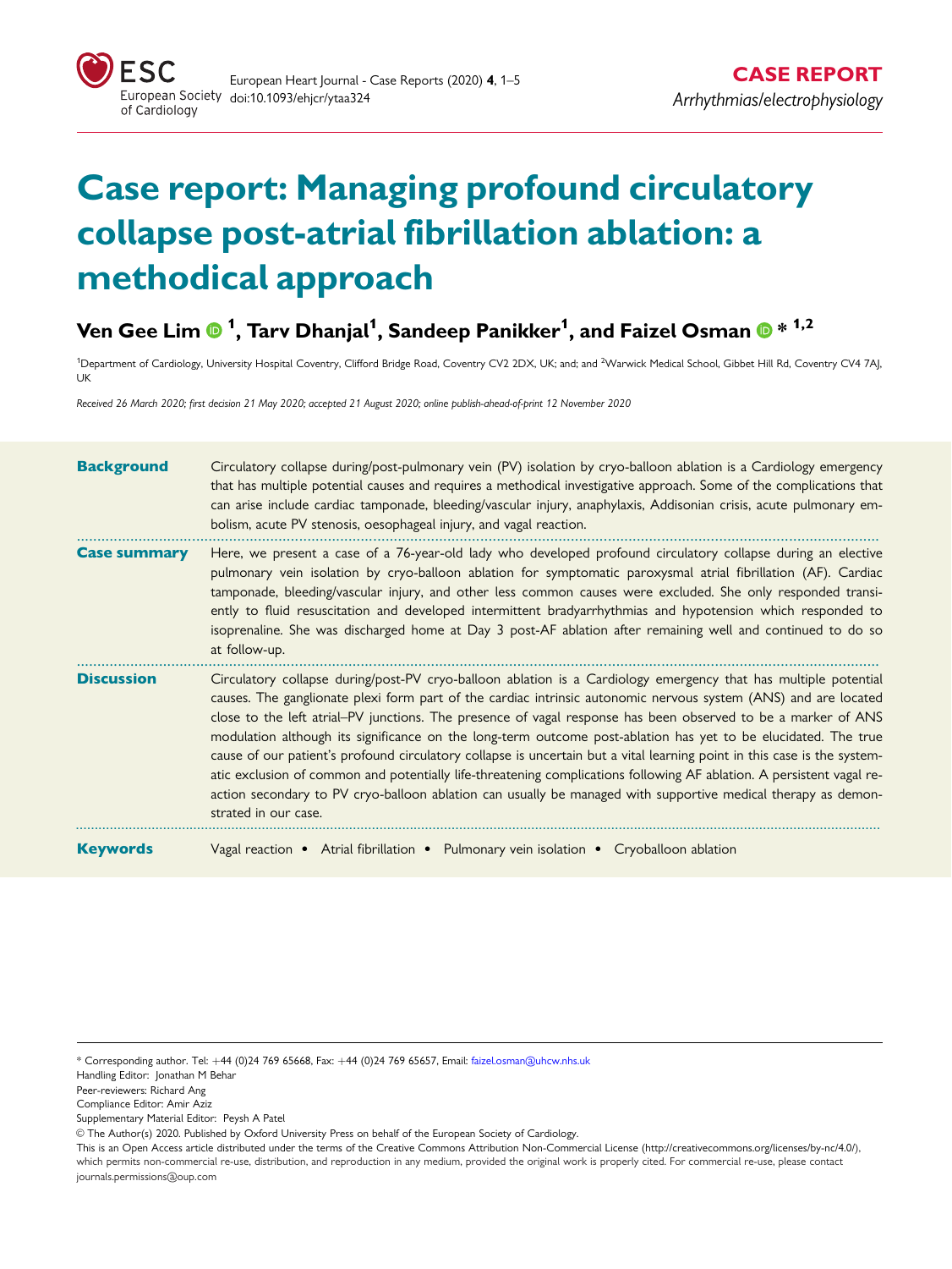# Case report: Managing profound circulatory collapse post-atrial fibrillation ablation: a methodical approach

**Ven Gee Lim [1], Tarv Dhanjal[1], Sandeep Panikker[1], and Faizel Osman \* [1,2]**

[1]Department of Cardiology, University Hospital Coventry, Clifford Bridge Road, Coventry CV2 2DX, UK; and; and [2]Warwick Medical School, Gibbet Hill Rd, Coventry CV4 7AJ, UK

*Received 26 March 2020; first decision 21 May 2020; accepted 21 August 2020; online publish-ahead-of-print 12 November 2020*

**Background** Circulatory collapse during/post-pulmonary vein (PV) isolation by cryo-balloon ablation is a Cardiology emergency that has multiple potential causes and requires a methodical investigative approach. Some of the complications that can arise include cardiac tamponade, bleeding/vascular injury, anaphylaxis, Addisonian crisis, acute pulmonary embolism, acute PV stenosis, oesophageal injury, and vagal reaction.

**Case summary** Here, we present a case of a 76-year-old lady who developed profound circulatory collapse during an elective pulmonary vein isolation by cryo-balloon ablation for symptomatic paroxysmal atrial fibrillation (AF). Cardiac tamponade, bleeding/vascular injury, and other less common causes were excluded. She only responded transiently to fluid resuscitation and developed intermittent bradyarrhythmias and hypotension which responded to isoprenaline. She was discharged home at Day 3 post-AF ablation after remaining well and continued to do so at follow-up.

**Discussion** Circulatory collapse during/post-PV cryo-balloon ablation is a Cardiology emergency that has multiple potential causes. The ganglionate plexi form part of the cardiac intrinsic autonomic nervous system (ANS) and are located close to the left atrial–PV junctions. The presence of vagal response has been observed to be a marker of ANS modulation although its significance on the long-term outcome post-ablation has yet to be elucidated. The true cause of our patient's profound circulatory collapse is uncertain but a vital learning point in this case is the systematic exclusion of common and potentially life-threatening complications following AF ablation. A persistent vagal reaction secondary to PV cryo-balloon ablation can usually be managed with supportive medical therapy as demonstrated in our case.

**Keywords** Vagal reaction • Atrial fibrillation • Pulmonary vein isolation • Cryoballoon ablation

---

\* Corresponding author. Tel: +44 (0)24 769 65668, Fax: +44 (0)24 769 65657, Email: faizel.osman@uhcw.nhs.uk

Handling Editor: Jonathan M Behar

Peer-reviewers: Richard Ang

Compliance Editor: Amir Aziz

Supplementary Material Editor: Peysh A Patel

© The Author(s) 2020. Published by Oxford University Press on behalf of the European Society of Cardiology.

This is an Open Access article distributed under the terms of the Creative Commons Attribution Non-Commercial License (http://creativecommons.org/licenses/by-nc/4.0/), which permits non-commercial re-use, distribution, and reproduction in any medium, provided the original work is properly cited. For commercial re-use, please contact journals.permissions@oup.com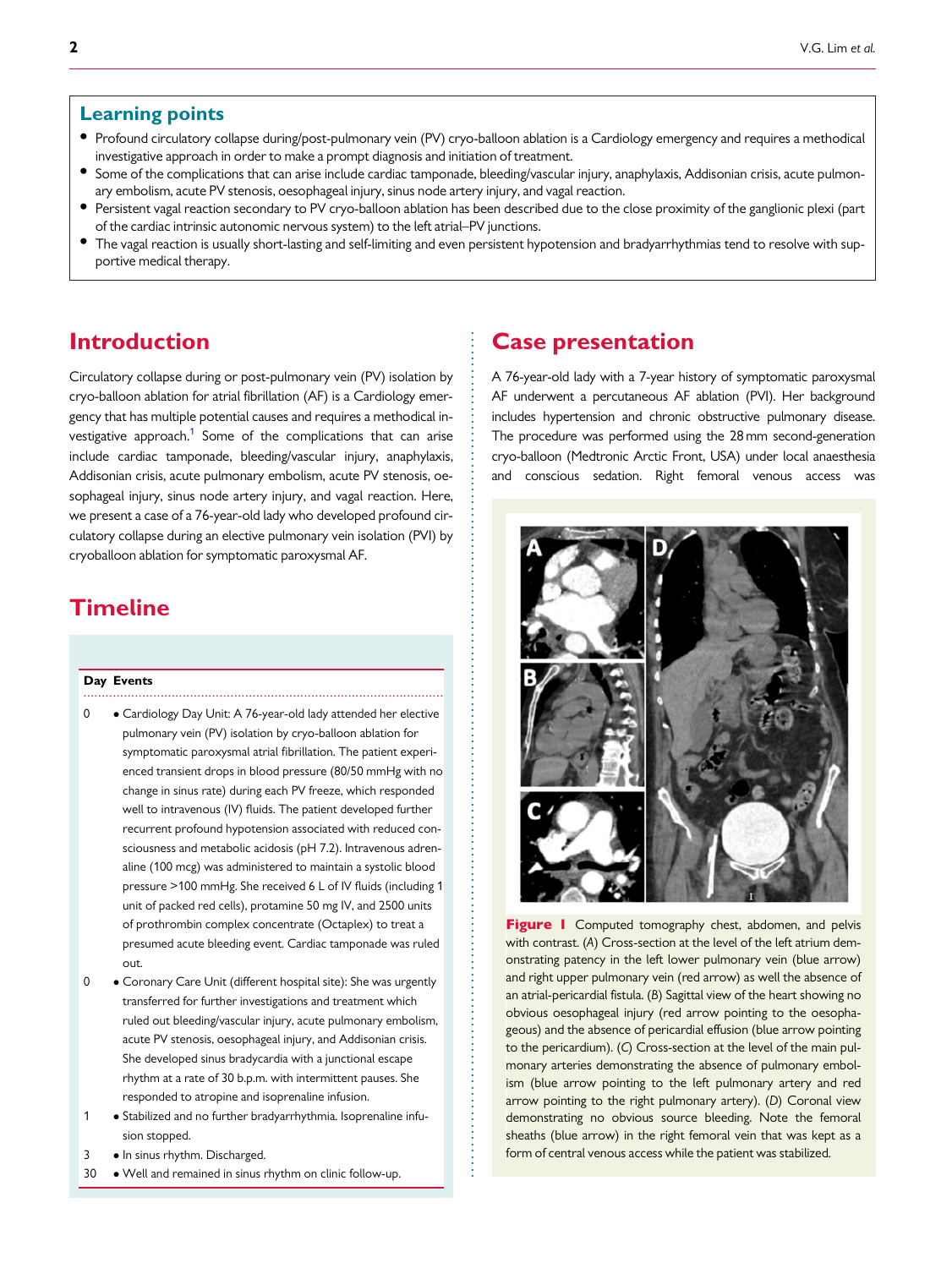## Learning points

- Profound circulatory collapse during/post-pulmonary vein (PV) cryo-balloon ablation is a Cardiology emergency and requires a methodical investigative approach in order to make a prompt diagnosis and initiation of treatment.
- Some of the complications that can arise include cardiac tamponade, bleeding/vascular injury, anaphylaxis, Addisonian crisis, acute pulmonary embolism, acute PV stenosis, oesophageal injury, sinus node artery injury, and vagal reaction.
- Persistent vagal reaction secondary to PV cryo-balloon ablation has been described due to the close proximity of the ganglionic plexi (part of the cardiac intrinsic autonomic nervous system) to the left atrial–PV junctions.
- The vagal reaction is usually short-lasting and self-limiting and even persistent hypotension and bradyarrhythmias tend to resolve with supportive medical therapy.

# Introduction

Circulatory collapse during or post-pulmonary vein (PV) isolation by cryo-balloon ablation for atrial fibrillation (AF) is a Cardiology emergency that has multiple potential causes and requires a methodical investigative approach.[1] Some of the complications that can arise include cardiac tamponade, bleeding/vascular injury, anaphylaxis, Addisonian crisis, acute pulmonary embolism, acute PV stenosis, oesophageal injury, sinus node artery injury, and vagal reaction. Here, we present a case of a 76-year-old lady who developed profound circulatory collapse during an elective pulmonary vein isolation (PVI) by cryoballoon ablation for symptomatic paroxysmal AF.

# Timeline

| Day | Events |
|---|---|
| 0 | • Cardiology Day Unit: A 76-year-old lady attended her elective pulmonary vein (PV) isolation by cryo-balloon ablation for symptomatic paroxysmal atrial fibrillation. The patient experienced transient drops in blood pressure (80/50 mmHg with no change in sinus rate) during each PV freeze, which responded well to intravenous (IV) fluids. The patient developed further recurrent profound hypotension associated with reduced consciousness and metabolic acidosis (pH 7.2). Intravenous adrenaline (100 mcg) was administered to maintain a systolic blood pressure >100 mmHg. She received 6 L of IV fluids (including 1 unit of packed red cells), protamine 50 mg IV, and 2500 units of prothrombin complex concentrate (Octaplex) to treat a presumed acute bleeding event. Cardiac tamponade was ruled out. |
| 0 | • Coronary Care Unit (different hospital site): She was urgently transferred for further investigations and treatment which ruled out bleeding/vascular injury, acute pulmonary embolism, acute PV stenosis, oesophageal injury, and Addisonian crisis. She developed sinus bradycardia with a junctional escape rhythm at a rate of 30 b.p.m. with intermittent pauses. She responded to atropine and isoprenaline infusion. |
| 1 | • Stabilized and no further bradyarrhythmia. Isoprenaline infusion stopped. |
| 3 | • In sinus rhythm. Discharged. |
| 30 | • Well and remained in sinus rhythm on clinic follow-up. |

# Case presentation

A 76-year-old lady with a 7-year history of symptomatic paroxysmal AF underwent a percutaneous AF ablation (PVI). Her background includes hypertension and chronic obstructive pulmonary disease. The procedure was performed using the 28 mm second-generation cryo-balloon (Medtronic Arctic Front, USA) under local anaesthesia and conscious sedation. Right femoral venous access was

**Figure 1** Computed tomography chest, abdomen, and pelvis with contrast. (*A*) Cross-section at the level of the left atrium demonstrating patency in the left lower pulmonary vein (blue arrow) and right upper pulmonary vein (red arrow) as well the absence of an atrial-pericardial fistula. (*B*) Sagittal view of the heart showing no obvious oesophageal injury (red arrow pointing to the oesophageous) and the absence of pericardial effusion (blue arrow pointing to the pericardium). (*C*) Cross-section at the level of the main pulmonary arteries demonstrating the absence of pulmonary embolism (blue arrow pointing to the left pulmonary artery and red arrow pointing to the right pulmonary artery). (*D*) Coronal view demonstrating no obvious source bleeding. Note the femoral sheaths (blue arrow) in the right femoral vein that was kept as a form of central venous access while the patient was stabilized.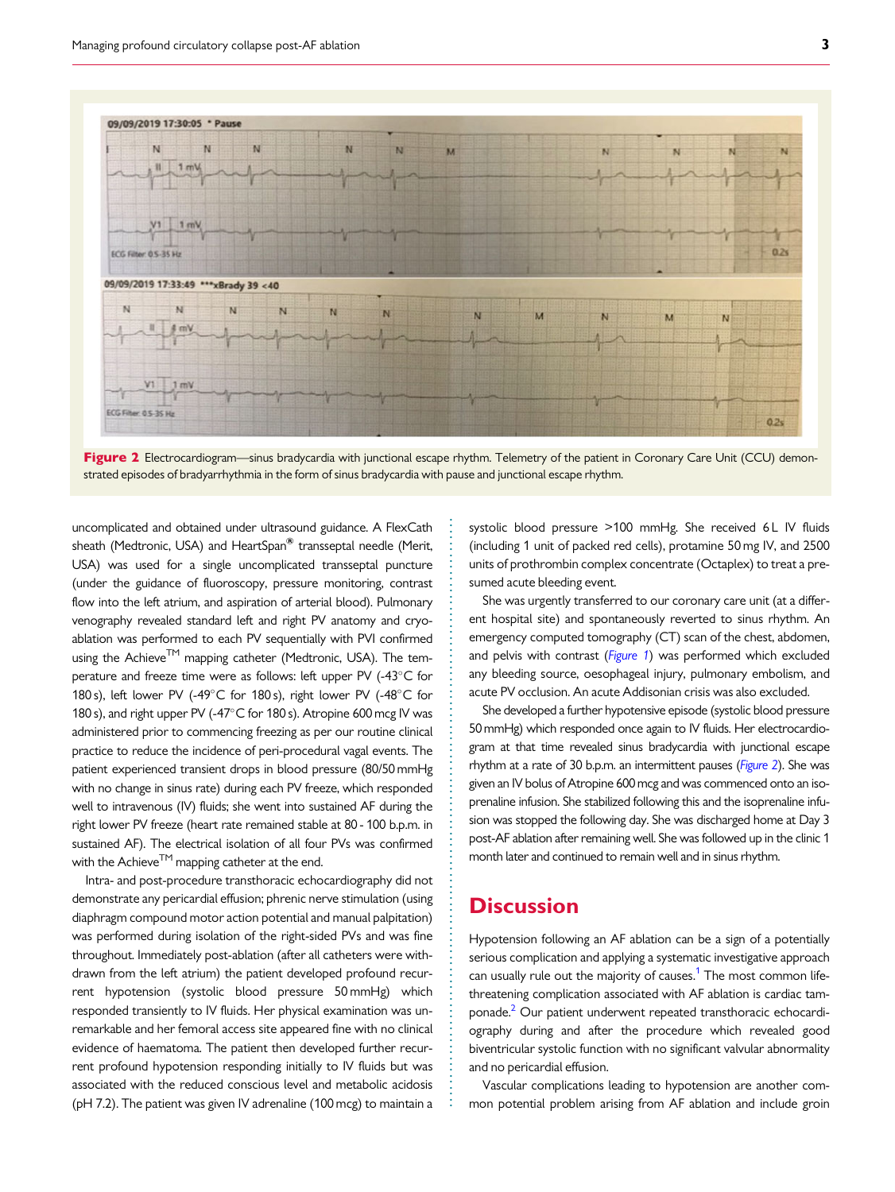**Figure 2** Electrocardiogram—sinus bradycardia with junctional escape rhythm. Telemetry of the patient in Coronary Care Unit (CCU) demonstrated episodes of bradyarrhythmia in the form of sinus bradycardia with pause and junctional escape rhythm.

uncomplicated and obtained under ultrasound guidance. A FlexCath sheath (Medtronic, USA) and HeartSpan® transseptal needle (Merit, USA) was used for a single uncomplicated transseptal puncture (under the guidance of fluoroscopy, pressure monitoring, contrast flow into the left atrium, and aspiration of arterial blood). Pulmonary venography revealed standard left and right PV anatomy and cryoablation was performed to each PV sequentially with PVI confirmed using the Achieve™ mapping catheter (Medtronic, USA). The temperature and freeze time were as follows: left upper PV (-43°C for 180 s), left lower PV (-49°C for 180 s), right lower PV (-48°C for 180 s), and right upper PV (-47°C for 180 s). Atropine 600 mcg IV was administered prior to commencing freezing as per our routine clinical practice to reduce the incidence of peri-procedural vagal events. The patient experienced transient drops in blood pressure (80/50 mmHg with no change in sinus rate) during each PV freeze, which responded well to intravenous (IV) fluids; she went into sustained AF during the right lower PV freeze (heart rate remained stable at 80 - 100 b.p.m. in sustained AF). The electrical isolation of all four PVs was confirmed with the Achieve™ mapping catheter at the end.

Intra- and post-procedure transthoracic echocardiography did not demonstrate any pericardial effusion; phrenic nerve stimulation (using diaphragm compound motor action potential and manual palpitation) was performed during isolation of the right-sided PVs and was fine throughout. Immediately post-ablation (after all catheters were withdrawn from the left atrium) the patient developed profound recurrent hypotension (systolic blood pressure 50 mmHg) which responded transiently to IV fluids. Her physical examination was unremarkable and her femoral access site appeared fine with no clinical evidence of haematoma. The patient then developed further recurrent profound hypotension responding initially to IV fluids but was associated with the reduced conscious level and metabolic acidosis (pH 7.2). The patient was given IV adrenaline (100 mcg) to maintain a systolic blood pressure >100 mmHg. She received 6 L IV fluids (including 1 unit of packed red cells), protamine 50 mg IV, and 2500 units of prothrombin complex concentrate (Octaplex) to treat a presumed acute bleeding event.

She was urgently transferred to our coronary care unit (at a different hospital site) and spontaneously reverted to sinus rhythm. An emergency computed tomography (CT) scan of the chest, abdomen, and pelvis with contrast (*Figure 1*) was performed which excluded any bleeding source, oesophageal injury, pulmonary embolism, and acute PV occlusion. An acute Addisonian crisis was also excluded.

She developed a further hypotensive episode (systolic blood pressure 50 mmHg) which responded once again to IV fluids. Her electrocardiogram at that time revealed sinus bradycardia with junctional escape rhythm at a rate of 30 b.p.m. an intermittent pauses (*Figure 2*). She was given an IV bolus of Atropine 600 mcg and was commenced onto an isoprenaline infusion. She stabilized following this and the isoprenaline infusion was stopped the following day. She was discharged home at Day 3 post-AF ablation after remaining well. She was followed up in the clinic 1 month later and continued to remain well and in sinus rhythm.

# Discussion

Hypotension following an AF ablation can be a sign of a potentially serious complication and applying a systematic investigative approach can usually rule out the majority of causes.[1] The most common life-threatening complication associated with AF ablation is cardiac tamponade.[2] Our patient underwent repeated transthoracic echocardiography during and after the procedure which revealed good biventricular systolic function with no significant valvular abnormality and no pericardial effusion.

Vascular complications leading to hypotension are another common potential problem arising from AF ablation and include groin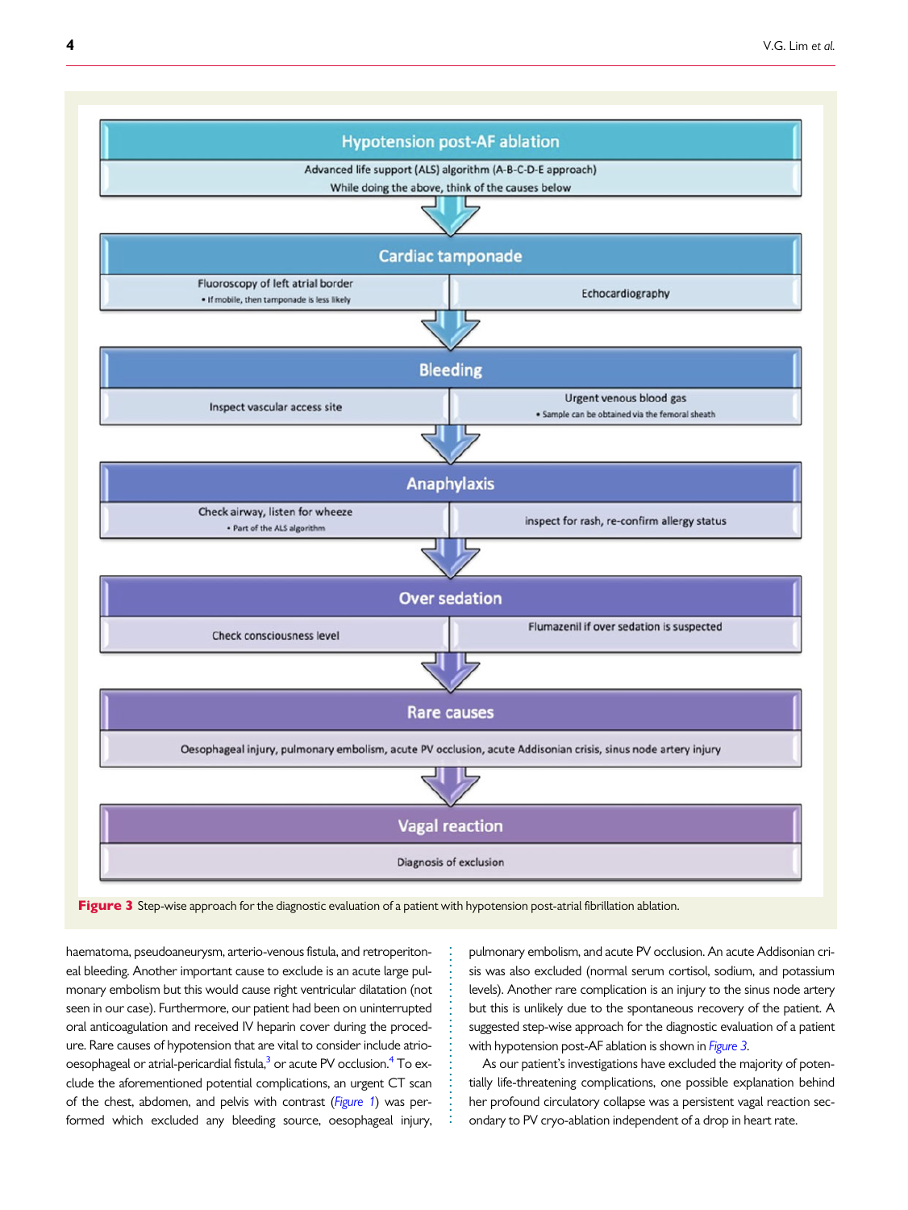**Hypotension post-AF ablation**

Advanced life support (ALS) algorithm (A-B-C-D-E approach)
While doing the above, think of the causes below

**Cardiac tamponade**

- Fluoroscopy of left atrial border
  - If mobile, then tamponade is less likely
- Echocardiography

**Bleeding**

- Inspect vascular access site
- Urgent venous blood gas
  - Sample can be obtained via the femoral sheath

**Anaphylaxis**

- Check airway, listen for wheeze
  - Part of the ALS algorithm
- inspect for rash, re-confirm allergy status

**Over sedation**

- Check consciousness level
- Flumazenil if over sedation is suspected

**Rare causes**

Oesophageal injury, pulmonary embolism, acute PV occlusion, acute Addisonian crisis, sinus node artery injury

**Vagal reaction**

Diagnosis of exclusion

**Figure 3** Step-wise approach for the diagnostic evaluation of a patient with hypotension post-atrial fibrillation ablation.

haematoma, pseudoaneurysm, arterio-venous fistula, and retroperitoneal bleeding. Another important cause to exclude is an acute large pulmonary embolism but this would cause right ventricular dilatation (not seen in our case). Furthermore, our patient had been on uninterrupted oral anticoagulation and received IV heparin cover during the procedure. Rare causes of hypotension that are vital to consider include atrio-oesophageal or atrial-pericardial fistula,[3] or acute PV occlusion.[4] To exclude the aforementioned potential complications, an urgent CT scan of the chest, abdomen, and pelvis with contrast (*Figure 1*) was performed which excluded any bleeding source, oesophageal injury, pulmonary embolism, and acute PV occlusion. An acute Addisonian crisis was also excluded (normal serum cortisol, sodium, and potassium levels). Another rare complication is an injury to the sinus node artery but this is unlikely due to the spontaneous recovery of the patient. A suggested step-wise approach for the diagnostic evaluation of a patient with hypotension post-AF ablation is shown in *Figure 3*.

As our patient's investigations have excluded the majority of potentially life-threatening complications, one possible explanation behind her profound circulatory collapse was a persistent vagal reaction secondary to PV cryo-ablation independent of a drop in heart rate.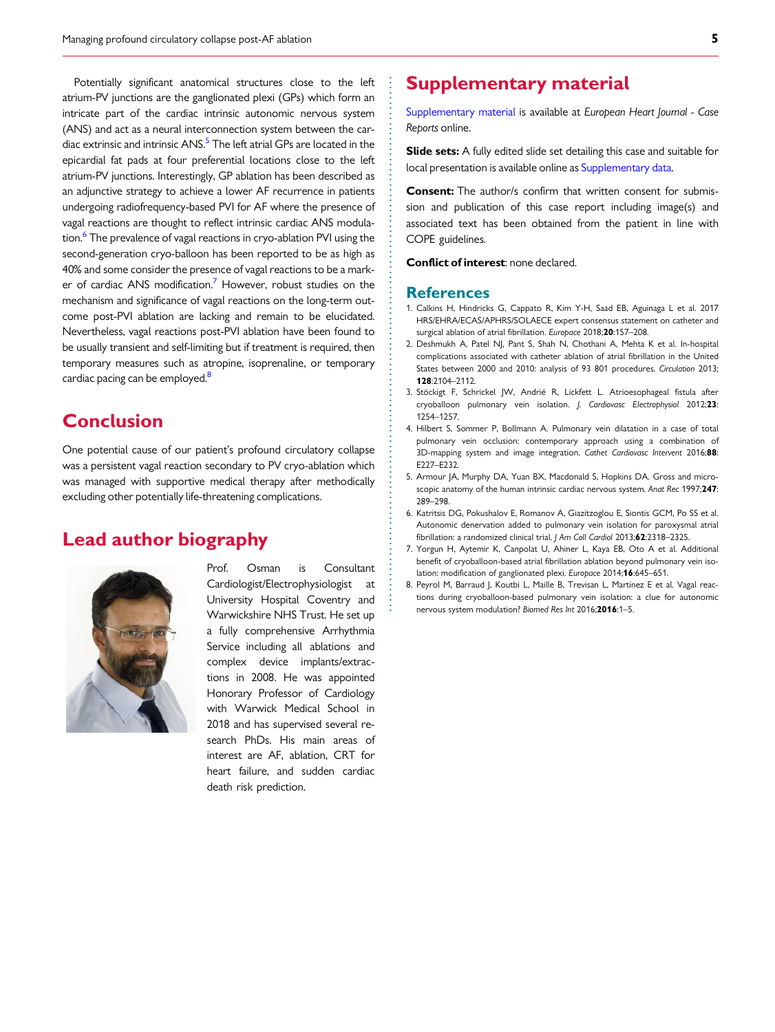Potentially significant anatomical structures close to the left atrium-PV junctions are the ganglionated plexi (GPs) which form an intricate part of the cardiac intrinsic autonomic nervous system (ANS) and act as a neural interconnection system between the cardiac extrinsic and intrinsic ANS.[5] The left atrial GPs are located in the epicardial fat pads at four preferential locations close to the left atrium-PV junctions. Interestingly, GP ablation has been described as an adjunctive strategy to achieve a lower AF recurrence in patients undergoing radiofrequency-based PVI for AF where the presence of vagal reactions are thought to reflect intrinsic cardiac ANS modulation.[6] The prevalence of vagal reactions in cryo-ablation PVI using the second-generation cryo-balloon has been reported to be as high as 40% and some consider the presence of vagal reactions to be a marker of cardiac ANS modification.[7] However, robust studies on the mechanism and significance of vagal reactions on the long-term outcome post-PVI ablation are lacking and remain to be elucidated. Nevertheless, vagal reactions post-PVI ablation have been found to be usually transient and self-limiting but if treatment is required, then temporary measures such as atropine, isoprenaline, or temporary cardiac pacing can be employed.[8]

## Conclusion

One potential cause of our patient's profound circulatory collapse was a persistent vagal reaction secondary to PV cryo-ablation which was managed with supportive medical therapy after methodically excluding other potentially life-threatening complications.

## Lead author biography

Prof. Osman is Consultant Cardiologist/Electrophysiologist at University Hospital Coventry and Warwickshire NHS Trust. He set up a fully comprehensive Arrhythmia Service including all ablations and complex device implants/extractions in 2008. He was appointed Honorary Professor of Cardiology with Warwick Medical School in 2018 and has supervised several research PhDs. His main areas of interest are AF, ablation, CRT for heart failure, and sudden cardiac death risk prediction.

## Supplementary material

Supplementary material is available at *European Heart Journal - Case Reports* online.

**Slide sets:** A fully edited slide set detailing this case and suitable for local presentation is available online as Supplementary data.

**Consent:** The author/s confirm that written consent for submission and publication of this case report including image(s) and associated text has been obtained from the patient in line with COPE guidelines.

**Conflict of interest**: none declared.

## References

1. Calkins H, Hindricks G, Cappato R, Kim Y-H, Saad EB, Aguinaga L et al. 2017 HRS/EHRA/ECAS/APHRS/SOLAECE expert consensus statement on catheter and surgical ablation of atrial fibrillation. *Europace* 2018;**20**:157–208.
2. Deshmukh A, Patel NJ, Pant S, Shah N, Chothani A, Mehta K et al. In-hospital complications associated with catheter ablation of atrial fibrillation in the United States between 2000 and 2010: analysis of 93 801 procedures. *Circulation* 2013;**128**:2104–2112.
3. Stöckigt F, Schrickel JW, Andrié R, Lickfett L. Atrioesophageal fistula after cryoballoon pulmonary vein isolation. *J. Cardiovasc Electrophysiol* 2012;**23**:1254–1257.
4. Hilbert S, Sommer P, Bollmann A. Pulmonary vein dilatation in a case of total pulmonary vein occlusion: contemporary approach using a combination of 3D-mapping system and image integration. *Cathet Cardiovasc Intervent* 2016;**88**:E227–E232.
5. Armour JA, Murphy DA, Yuan BX, Macdonald S, Hopkins DA. Gross and microscopic anatomy of the human intrinsic cardiac nervous system. *Anat Rec* 1997;**247**:289–298.
6. Katritsis DG, Pokushalov E, Romanov A, Giazitzoglou E, Siontis GCM, Po SS et al. Autonomic denervation added to pulmonary vein isolation for paroxysmal atrial fibrillation: a randomized clinical trial. *J Am Coll Cardiol* 2013;**62**:2318–2325.
7. Yorgun H, Aytemir K, Canpolat U, Ahiner L, Kaya EB, Oto A et al. Additional benefit of cryoballoon-based atrial fibrillation ablation beyond pulmonary vein isolation: modification of ganglionated plexi. *Europace* 2014;**16**:645–651.
8. Peyrol M, Barraud J, Koutbi L, Maille B, Trevisan L, Martinez E et al. Vagal reactions during cryoballoon-based pulmonary vein isolation: a clue for autonomic nervous system modulation? *Biomed Res Int* 2016;**2016**:1–5.